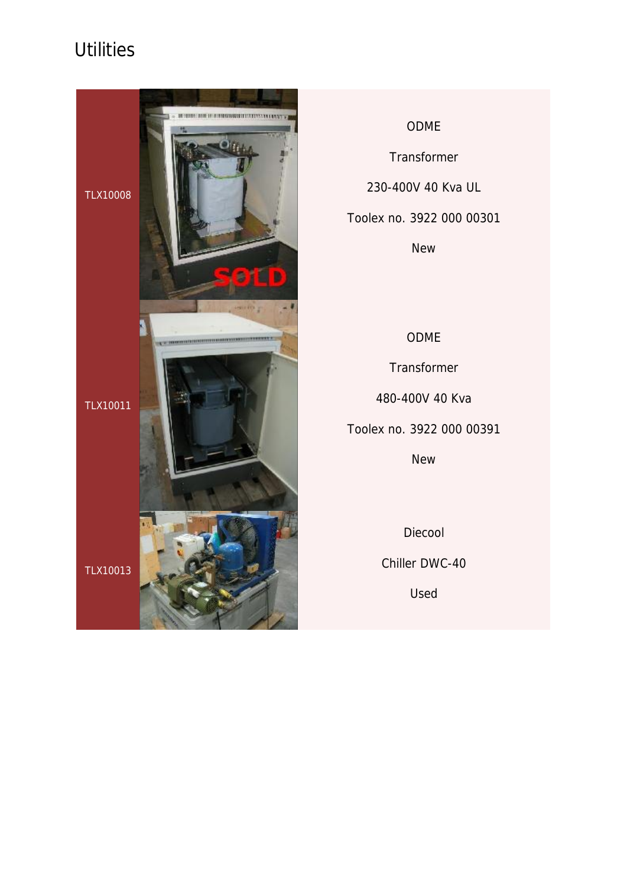# Utilities

| | | |
|---|---|---|
| TLX10008 | | ODME<br><br>Transformer<br><br>230-400V 40 Kva UL<br><br>Toolex no. 3922 000 00301<br><br>New |
| TLX10011 | | ODME<br><br>Transformer<br><br>480-400V 40 Kva<br><br>Toolex no. 3922 000 00391<br><br>New |
| TLX10013 | | Diecool<br><br>Chiller DWC-40<br><br>Used |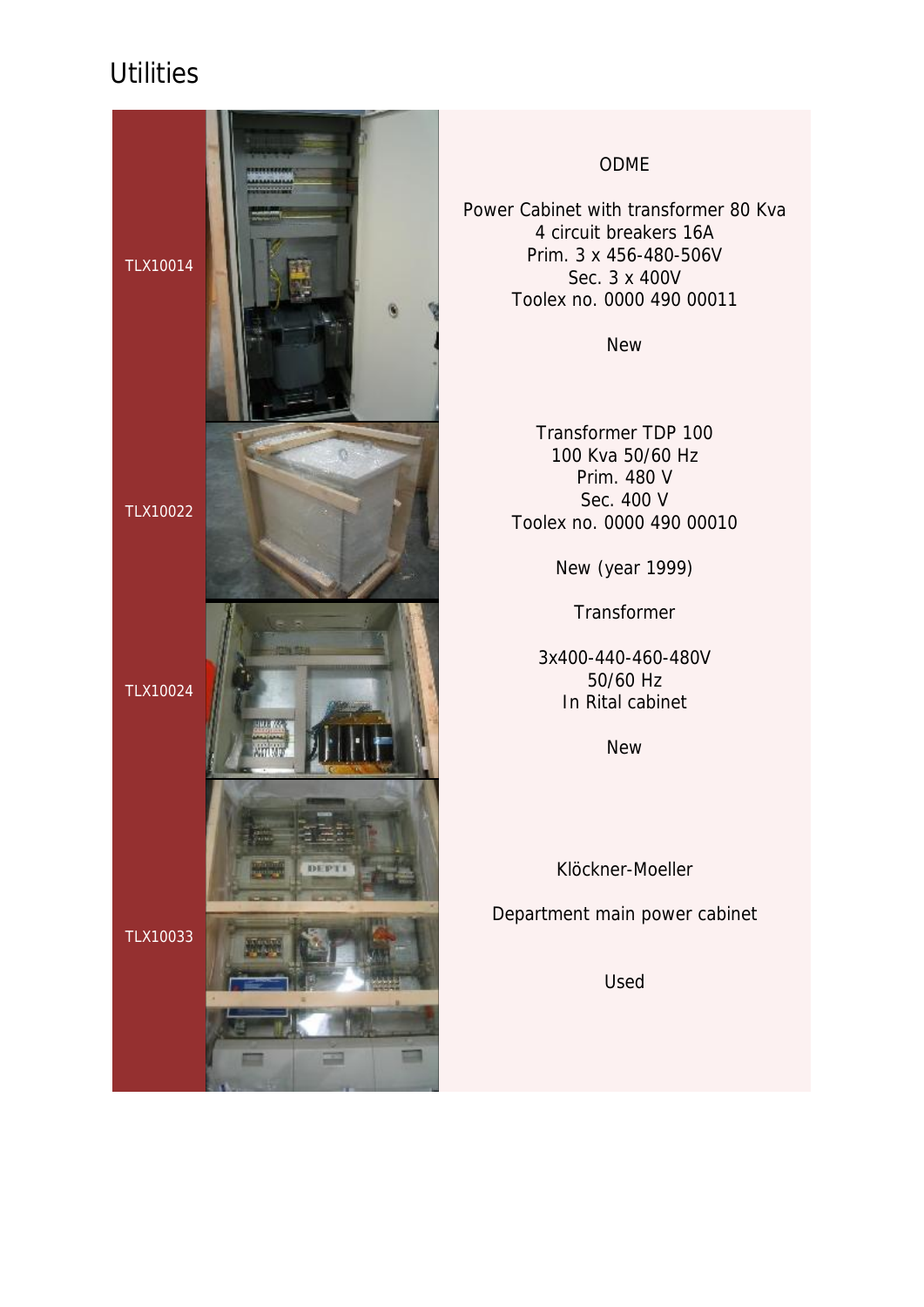# Utilities

| | Description |
|---|---|
| TLX10014 | ODME<br><br>Power Cabinet with transformer 80 Kva<br>4 circuit breakers 16A<br>Prim. 3 x 456-480-506V<br>Sec. 3 x 400V<br>Toolex no. 0000 490 00011<br><br>New |
| TLX10022 | Transformer TDP 100<br>100 Kva 50/60 Hz<br>Prim. 480 V<br>Sec. 400 V<br>Toolex no. 0000 490 00010<br><br>New (year 1999) |
| TLX10024 | Transformer<br><br>3x400-440-460-480V<br>50/60 Hz<br>In Rital cabinet<br><br>New |
| TLX10033 | Klöckner-Moeller<br><br>Department main power cabinet<br><br>Used |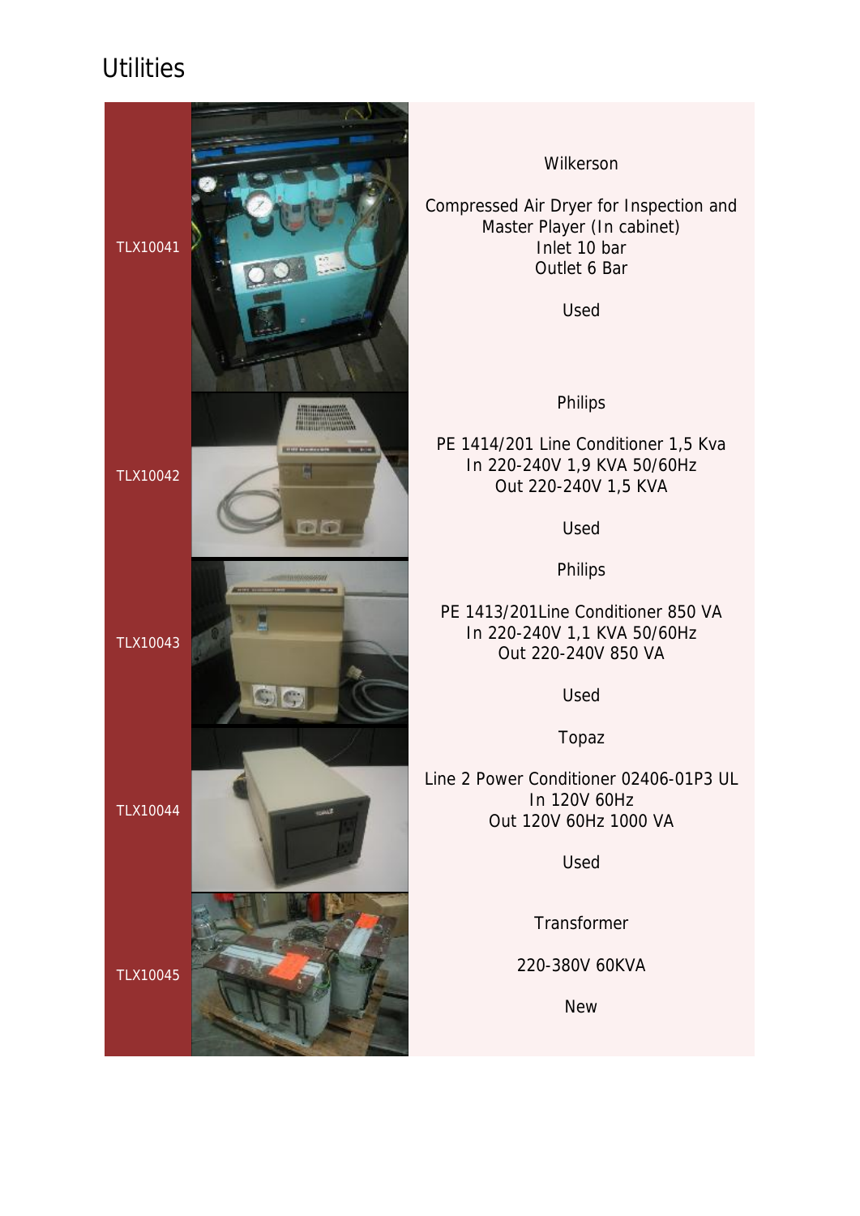# Utilities

| | |
|---|---|
| TLX10041 | Wilkerson<br><br>Compressed Air Dryer for Inspection and Master Player (In cabinet)<br>Inlet 10 bar<br>Outlet 6 Bar<br><br>Used |
| TLX10042 | Philips<br><br>PE 1414/201 Line Conditioner 1,5 Kva<br>In 220-240V 1,9 KVA 50/60Hz<br>Out 220-240V 1,5 KVA<br><br>Used |
| TLX10043 | Philips<br><br>PE 1413/201Line Conditioner 850 VA<br>In 220-240V 1,1 KVA 50/60Hz<br>Out 220-240V 850 VA<br><br>Used |
| TLX10044 | Topaz<br><br>Line 2 Power Conditioner 02406-01P3 UL<br>In 120V 60Hz<br>Out 120V 60Hz 1000 VA<br><br>Used |
| TLX10045 | Transformer<br><br>220-380V 60KVA<br><br>New |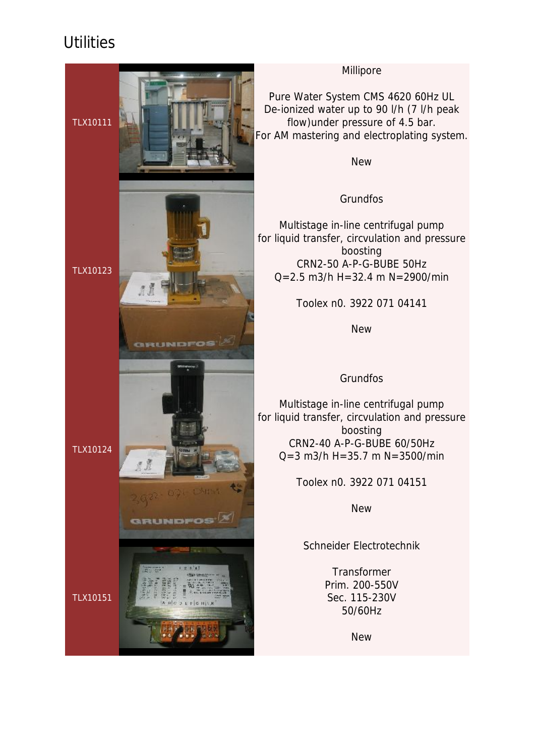# Utilities

| | | |
|---|---|---|
| TLX10111 | | Millipore<br><br>Pure Water System CMS 4620 60Hz UL<br>De-ionized water up to 90 l/h (7 l/h peak flow)under pressure of 4.5 bar.<br>For AM mastering and electroplating system.<br><br>New |
| TLX10123 | | Grundfos<br><br>Multistage in-line centrifugal pump for liquid transfer, circvulation and pressure boosting<br>CRN2-50 A-P-G-BUBE 50Hz<br>Q=2.5 m3/h H=32.4 m N=2900/min<br><br>Toolex n0. 3922 071 04141<br><br>New |
| TLX10124 | | Grundfos<br><br>Multistage in-line centrifugal pump for liquid transfer, circvulation and pressure boosting<br>CRN2-40 A-P-G-BUBE 60/50Hz<br>Q=3 m3/h H=35.7 m N=3500/min<br><br>Toolex n0. 3922 071 04151<br><br>New |
| TLX10151 | | Schneider Electrotechnik<br><br>Transformer<br>Prim. 200-550V<br>Sec. 115-230V<br>50/60Hz<br><br>New |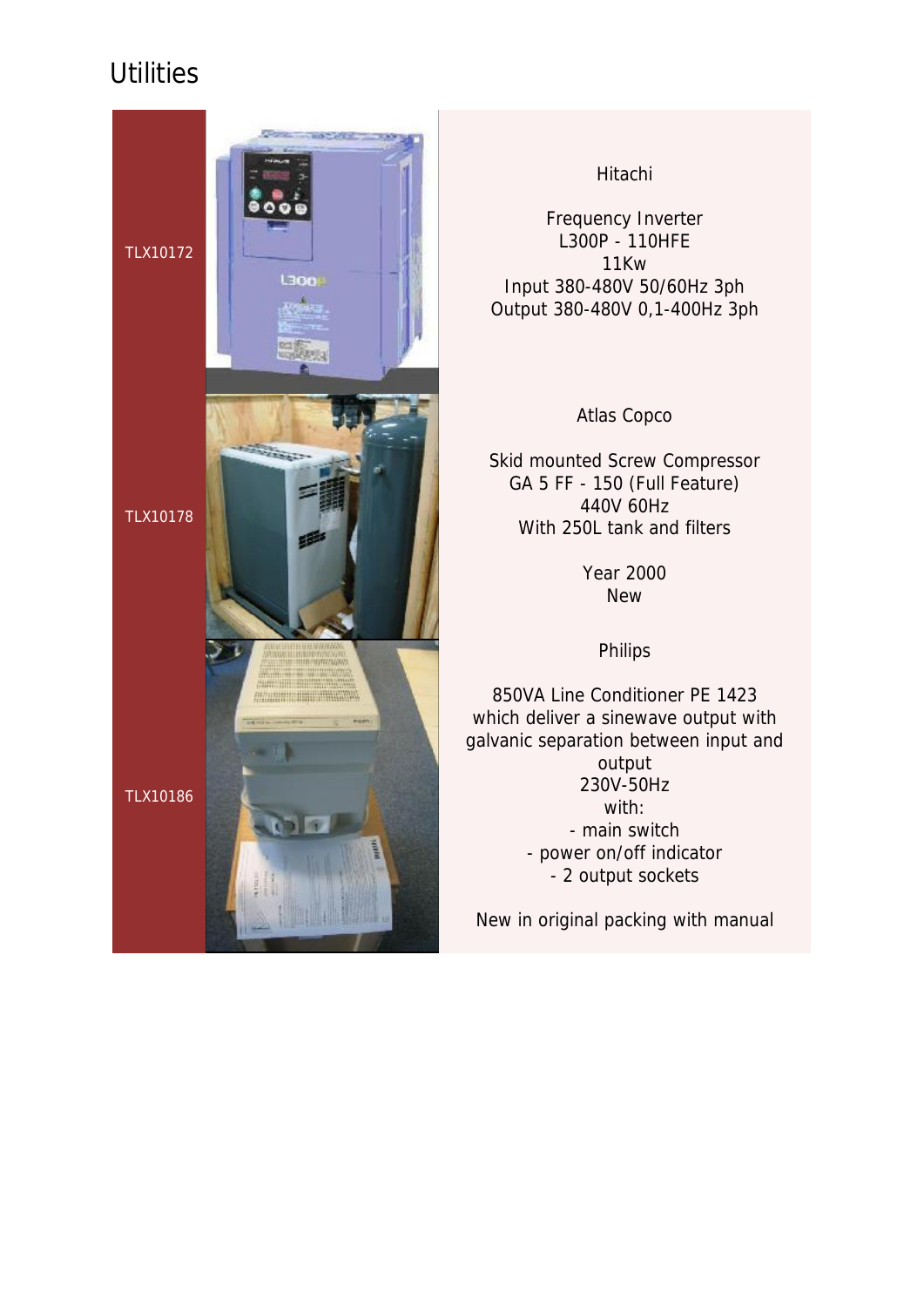# Utilities

| | |
|---|---|
| TLX10172 | Hitachi<br><br>Frequency Inverter<br>L300P - 110HFE<br>11Kw<br>Input 380-480V 50/60Hz 3ph<br>Output 380-480V 0,1-400Hz 3ph |
| TLX10178 | Atlas Copco<br><br>Skid mounted Screw Compressor<br>GA 5 FF - 150 (Full Feature)<br>440V 60Hz<br>With 250L tank and filters<br><br>Year 2000<br>New |
| TLX10186 | Philips<br><br>850VA Line Conditioner PE 1423 which deliver a sinewave output with galvanic separation between input and output<br>230V-50Hz<br>with:<br>- main switch<br>- power on/off indicator<br>- 2 output sockets<br><br>New in original packing with manual |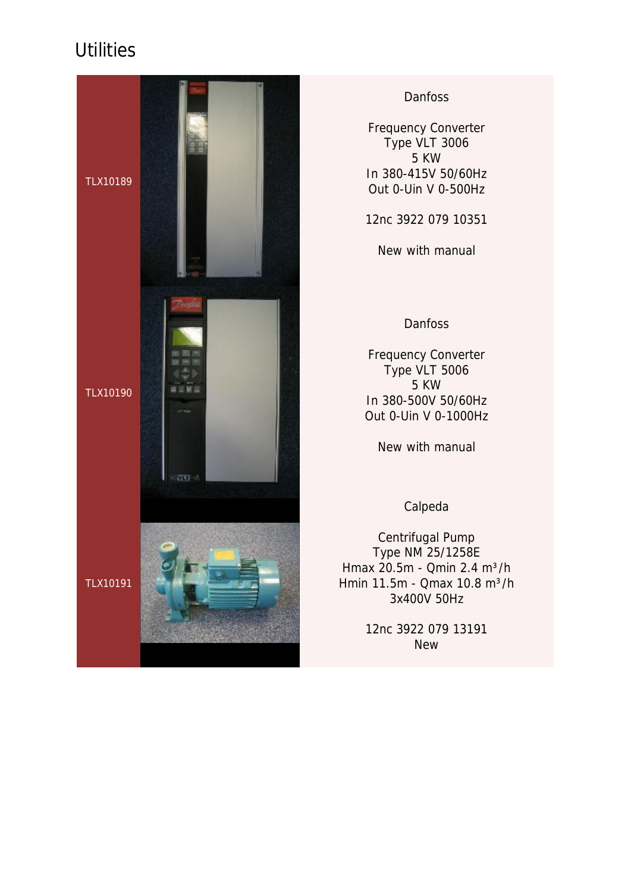# Utilities

| | |
|---|---|
| TLX10189 | Danfoss<br><br>Frequency Converter<br>Type VLT 3006<br>5 KW<br>In 380-415V 50/60Hz<br>Out 0-Uin V 0-500Hz<br><br>12nc 3922 079 10351<br><br>New with manual |
| TLX10190 | Danfoss<br><br>Frequency Converter<br>Type VLT 5006<br>5 KW<br>In 380-500V 50/60Hz<br>Out 0-Uin V 0-1000Hz<br><br>New with manual |
| TLX10191 | Calpeda<br><br>Centrifugal Pump<br>Type NM 25/1258E<br>Hmax 20.5m - Qmin 2.4 m³/h<br>Hmin 11.5m - Qmax 10.8 m³/h<br>3x400V 50Hz<br><br>12nc 3922 079 13191<br>New |